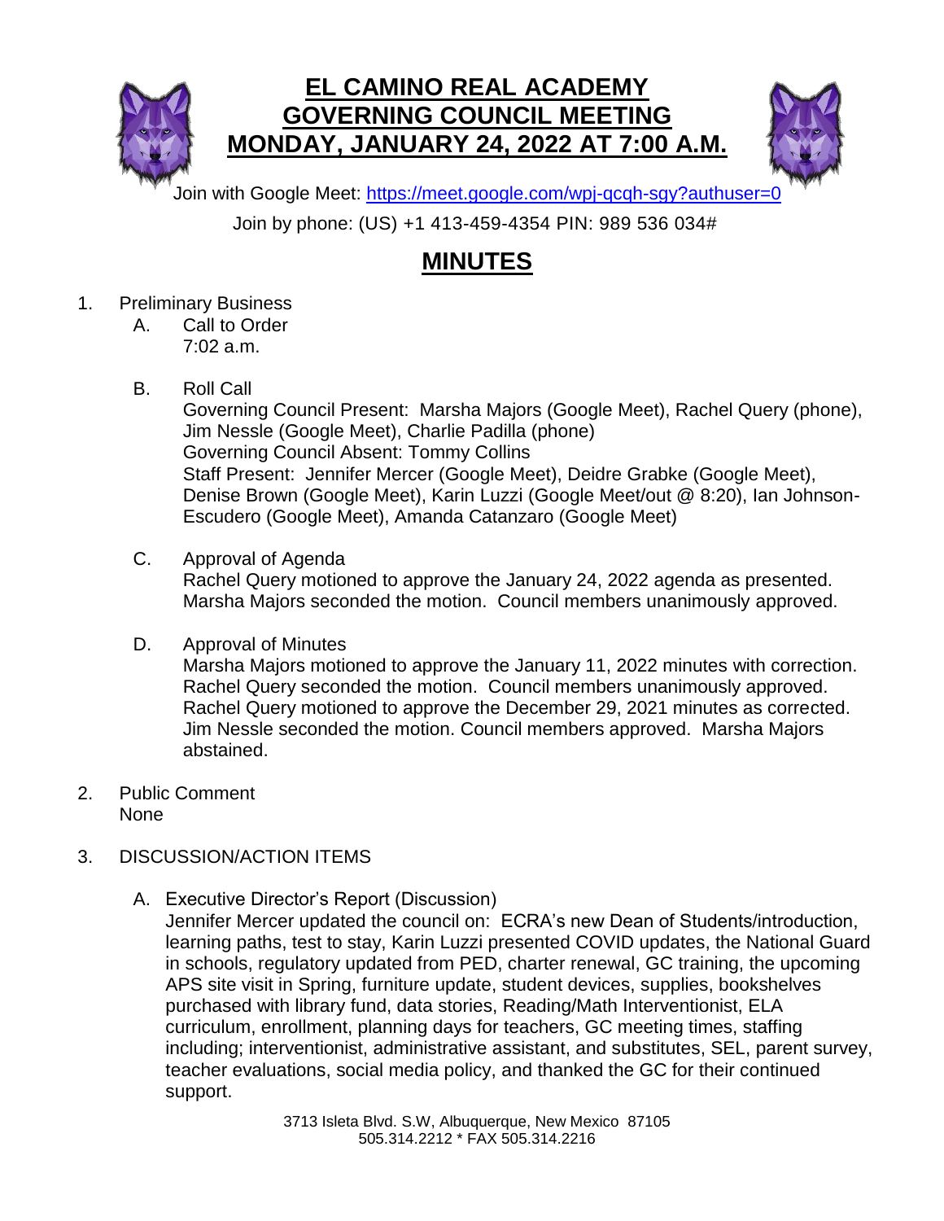# EL CAMINO REAL ACADEMY
# GOVERNING COUNCIL MEETING
# MONDAY, JANUARY 24, 2022 AT 7:00 A.M.

Join with Google Meet: https://meet.google.com/wpj-qcqh-sgy?authuser=0

Join by phone: (US) +1 413-459-4354 PIN: 989 536 034#

## MINUTES

1. Preliminary Business
   - A. Call to Order
     7:02 a.m.
   - B. Roll Call
     Governing Council Present: Marsha Majors (Google Meet), Rachel Query (phone), Jim Nessle (Google Meet), Charlie Padilla (phone)
     Governing Council Absent: Tommy Collins
     Staff Present: Jennifer Mercer (Google Meet), Deidre Grabke (Google Meet), Denise Brown (Google Meet), Karin Luzzi (Google Meet/out @ 8:20), Ian Johnson-Escudero (Google Meet), Amanda Catanzaro (Google Meet)
   - C. Approval of Agenda
     Rachel Query motioned to approve the January 24, 2022 agenda as presented. Marsha Majors seconded the motion. Council members unanimously approved.
   - D. Approval of Minutes
     Marsha Majors motioned to approve the January 11, 2022 minutes with correction. Rachel Query seconded the motion. Council members unanimously approved. Rachel Query motioned to approve the December 29, 2021 minutes as corrected. Jim Nessle seconded the motion. Council members approved. Marsha Majors abstained.

2. Public Comment
   None

3. DISCUSSION/ACTION ITEMS
   - A. Executive Director's Report (Discussion)
     Jennifer Mercer updated the council on: ECRA's new Dean of Students/introduction, learning paths, test to stay, Karin Luzzi presented COVID updates, the National Guard in schools, regulatory updated from PED, charter renewal, GC training, the upcoming APS site visit in Spring, furniture update, student devices, supplies, bookshelves purchased with library fund, data stories, Reading/Math Interventionist, ELA curriculum, enrollment, planning days for teachers, GC meeting times, staffing including; interventionist, administrative assistant, and substitutes, SEL, parent survey, teacher evaluations, social media policy, and thanked the GC for their continued support.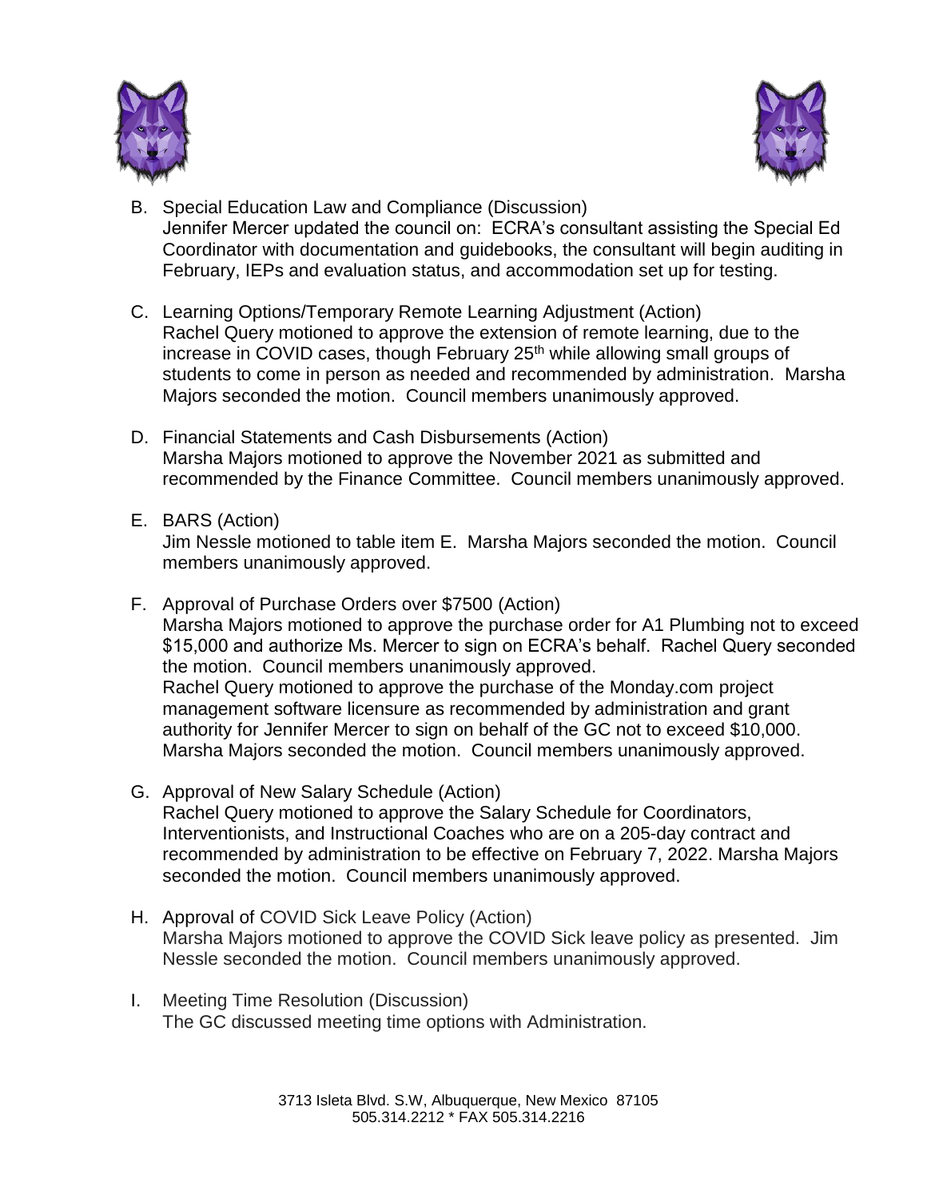B. Special Education Law and Compliance (Discussion)
   Jennifer Mercer updated the council on: ECRA's consultant assisting the Special Ed Coordinator with documentation and guidebooks, the consultant will begin auditing in February, IEPs and evaluation status, and accommodation set up for testing.

C. Learning Options/Temporary Remote Learning Adjustment (Action)
   Rachel Query motioned to approve the extension of remote learning, due to the increase in COVID cases, though February 25th while allowing small groups of students to come in person as needed and recommended by administration. Marsha Majors seconded the motion. Council members unanimously approved.

D. Financial Statements and Cash Disbursements (Action)
   Marsha Majors motioned to approve the November 2021 as submitted and recommended by the Finance Committee. Council members unanimously approved.

E. BARS (Action)
   Jim Nessle motioned to table item E. Marsha Majors seconded the motion. Council members unanimously approved.

F. Approval of Purchase Orders over $7500 (Action)
   Marsha Majors motioned to approve the purchase order for A1 Plumbing not to exceed $15,000 and authorize Ms. Mercer to sign on ECRA's behalf. Rachel Query seconded the motion. Council members unanimously approved.
   Rachel Query motioned to approve the purchase of the Monday.com project management software licensure as recommended by administration and grant authority for Jennifer Mercer to sign on behalf of the GC not to exceed $10,000. Marsha Majors seconded the motion. Council members unanimously approved.

G. Approval of New Salary Schedule (Action)
   Rachel Query motioned to approve the Salary Schedule for Coordinators, Interventionists, and Instructional Coaches who are on a 205-day contract and recommended by administration to be effective on February 7, 2022. Marsha Majors seconded the motion. Council members unanimously approved.

H. Approval of COVID Sick Leave Policy (Action)
   Marsha Majors motioned to approve the COVID Sick leave policy as presented. Jim Nessle seconded the motion. Council members unanimously approved.

I. Meeting Time Resolution (Discussion)
   The GC discussed meeting time options with Administration.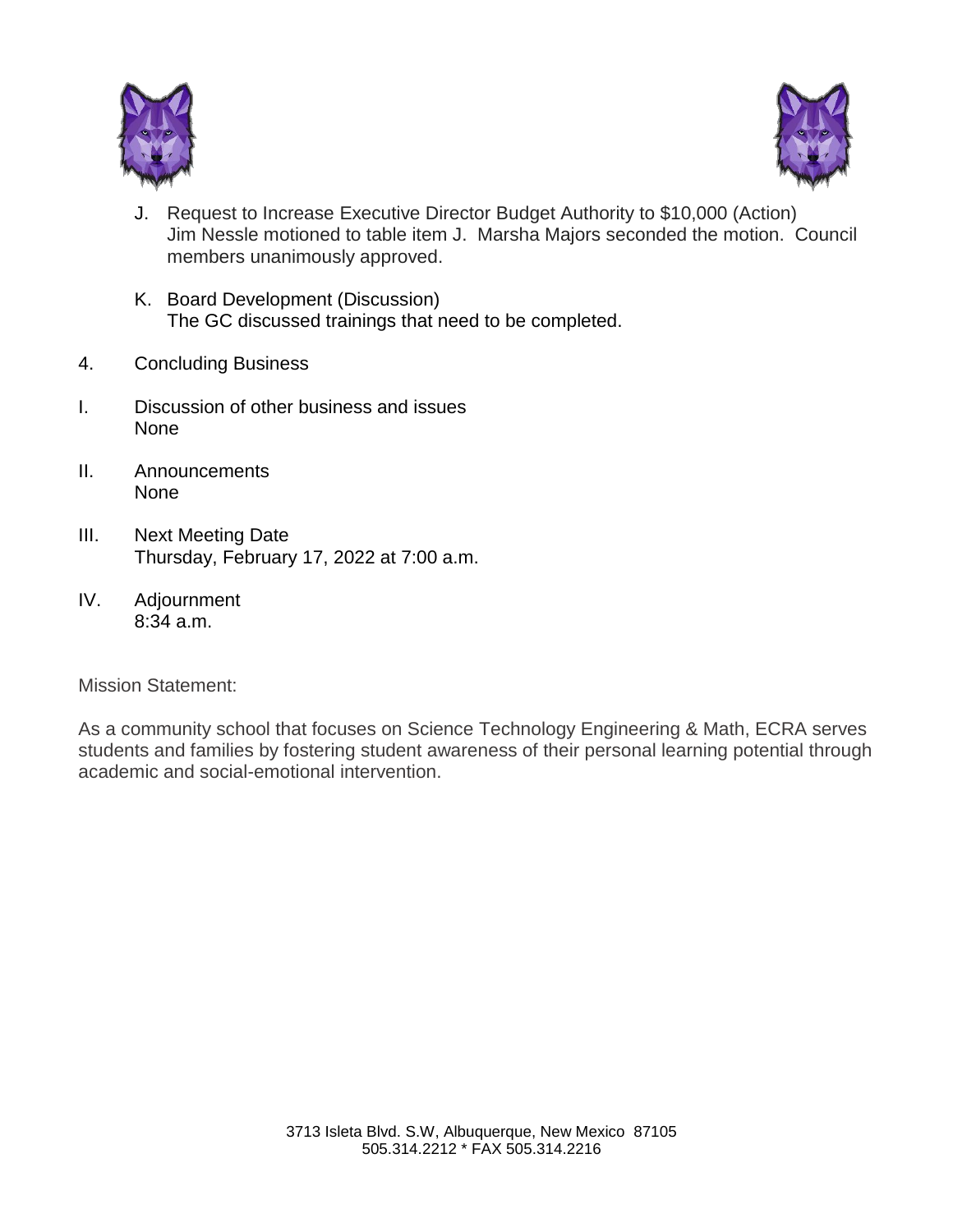J. Request to Increase Executive Director Budget Authority to $10,000 (Action)
   Jim Nessle motioned to table item J. Marsha Majors seconded the motion. Council members unanimously approved.

K. Board Development (Discussion)
   The GC discussed trainings that need to be completed.

4. Concluding Business

I. Discussion of other business and issues
   None

II. Announcements
   None

III. Next Meeting Date
   Thursday, February 17, 2022 at 7:00 a.m.

IV. Adjournment
   8:34 a.m.

Mission Statement:

As a community school that focuses on Science Technology Engineering & Math, ECRA serves students and families by fostering student awareness of their personal learning potential through academic and social-emotional intervention.

3713 Isleta Blvd. S.W, Albuquerque, New Mexico 87105
505.314.2212 * FAX 505.314.2216